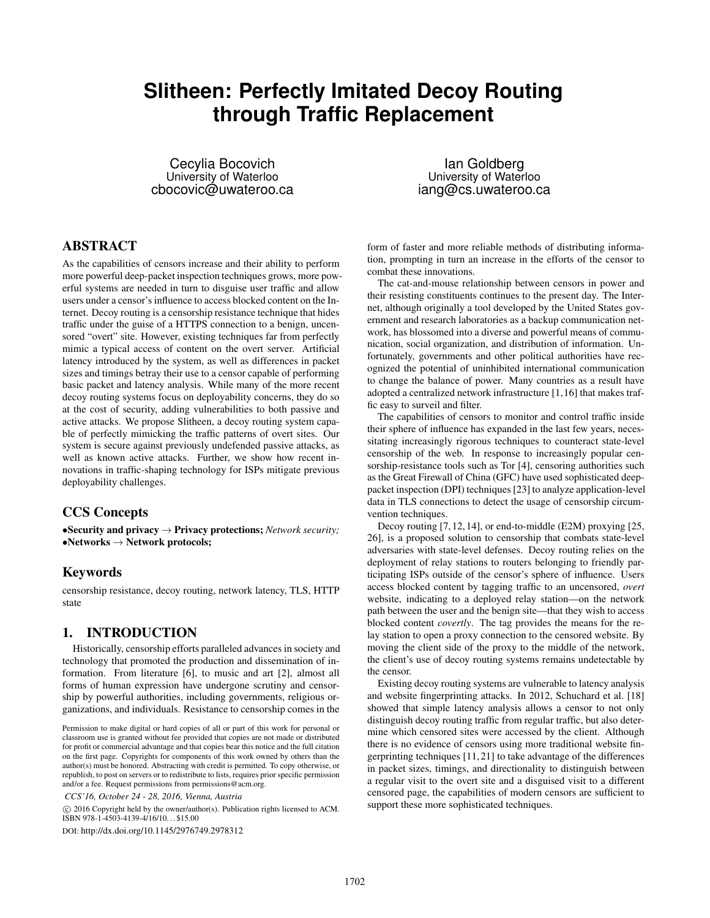# Slitheen: Perfectly Imitated Decoy Routing through Traffic Replacement

Cecylia Bocovich
University of Waterloo
cbocovic@uwateroo.ca

Ian Goldberg
University of Waterloo
iang@cs.uwateroo.ca

## ABSTRACT

As the capabilities of censors increase and their ability to perform more powerful deep-packet inspection techniques grows, more powerful systems are needed in turn to disguise user traffic and allow users under a censor's influence to access blocked content on the Internet. Decoy routing is a censorship resistance technique that hides traffic under the guise of a HTTPS connection to a benign, uncensored "overt" site. However, existing techniques far from perfectly mimic a typical access of content on the overt server. Artificial latency introduced by the system, as well as differences in packet sizes and timings betray their use to a censor capable of performing basic packet and latency analysis. While many of the more recent decoy routing systems focus on deployability concerns, they do so at the cost of security, adding vulnerabilities to both passive and active attacks. We propose Slitheen, a decoy routing system capable of perfectly mimicking the traffic patterns of overt sites. Our system is secure against previously undefended passive attacks, as well as known active attacks. Further, we show how recent innovations in traffic-shaping technology for ISPs mitigate previous deployability challenges.

## CCS Concepts

•**Security and privacy** → **Privacy protections;** *Network security;* •**Networks** → **Network protocols;**

## Keywords

censorship resistance, decoy routing, network latency, TLS, HTTP state

## 1. INTRODUCTION

Historically, censorship efforts paralleled advances in society and technology that promoted the production and dissemination of information. From literature [6], to music and art [2], almost all forms of human expression have undergone scrutiny and censorship by powerful authorities, including governments, religious organizations, and individuals. Resistance to censorship comes in the form of faster and more reliable methods of distributing information, prompting in turn an increase in the efforts of the censor to combat these innovations.

The cat-and-mouse relationship between censors in power and their resisting constituents continues to the present day. The Internet, although originally a tool developed by the United States government and research laboratories as a backup communication network, has blossomed into a diverse and powerful means of communication, social organization, and distribution of information. Unfortunately, governments and other political authorities have recognized the potential of uninhibited international communication to change the balance of power. Many countries as a result have adopted a centralized network infrastructure [1,16] that makes traffic easy to surveil and filter.

The capabilities of censors to monitor and control traffic inside their sphere of influence has expanded in the last few years, necessitating increasingly rigorous techniques to counteract state-level censorship of the web. In response to increasingly popular censorship-resistance tools such as Tor [4], censoring authorities such as the Great Firewall of China (GFC) have used sophisticated deep-packet inspection (DPI) techniques [23] to analyze application-level data in TLS connections to detect the usage of censorship circumvention techniques.

Decoy routing [7,12,14], or end-to-middle (E2M) proxying [25, 26], is a proposed solution to censorship that combats state-level adversaries with state-level defenses. Decoy routing relies on the deployment of relay stations to routers belonging to friendly participating ISPs outside of the censor's sphere of influence. Users access blocked content by tagging traffic to an uncensored, *overt* website, indicating to a deployed relay station—on the network path between the user and the benign site—that they wish to access blocked content *covertly*. The tag provides the means for the relay station to open a proxy connection to the censored website. By moving the client side of the proxy to the middle of the network, the client's use of decoy routing systems remains undetectable by the censor.

Existing decoy routing systems are vulnerable to latency analysis and website fingerprinting attacks. In 2012, Schuchard et al. [18] showed that simple latency analysis allows a censor to not only distinguish decoy routing traffic from regular traffic, but also determine which censored sites were accessed by the client. Although there is no evidence of censors using more traditional website fingerprinting techniques [11,21] to take advantage of the differences in packet sizes, timings, and directionality to distinguish between a regular visit to the overt site and a disguised visit to a different censored page, the capabilities of modern censors are sufficient to support these more sophisticated techniques.

Permission to make digital or hard copies of all or part of this work for personal or classroom use is granted without fee provided that copies are not made or distributed for profit or commercial advantage and that copies bear this notice and the full citation on the first page. Copyrights for components of this work owned by others than the author(s) must be honored. Abstracting with credit is permitted. To copy otherwise, or republish, to post on servers or to redistribute to lists, requires prior specific permission and/or a fee. Request permissions from permissions@acm.org.

*CCS'16, October 24 - 28, 2016, Vienna, Austria*

© 2016 Copyright held by the owner/author(s). Publication rights licensed to ACM. ISBN 978-1-4503-4139-4/16/10...$15.00

DOI: http://dx.doi.org/10.1145/2976749.2978312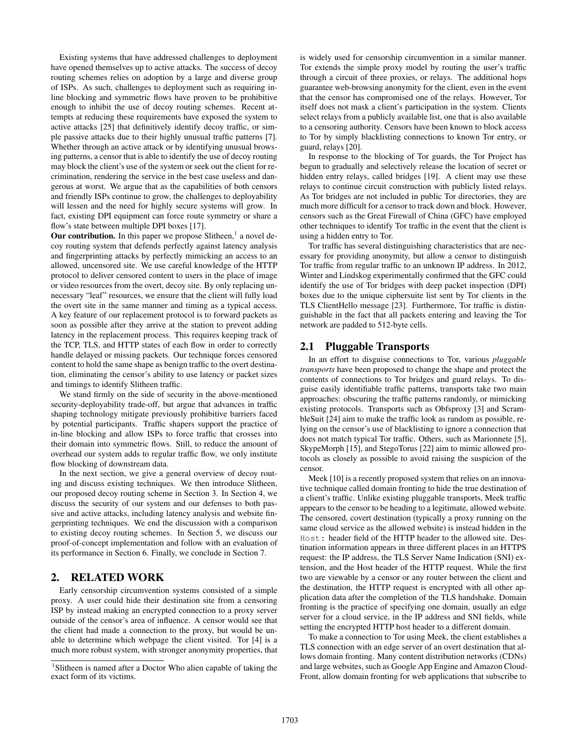Existing systems that have addressed challenges to deployment have opened themselves up to active attacks. The success of decoy routing schemes relies on adoption by a large and diverse group of ISPs. As such, challenges to deployment such as requiring in-line blocking and symmetric flows have proven to be prohibitive enough to inhibit the use of decoy routing schemes. Recent attempts at reducing these requirements have exposed the system to active attacks [25] that definitively identify decoy traffic, or simple passive attacks due to their highly unusual traffic patterns [7]. Whether through an active attack or by identifying unusual browsing patterns, a censor that is able to identify the use of decoy routing may block the client's use of the system or seek out the client for recrimination, rendering the service in the best case useless and dangerous at worst. We argue that as the capabilities of both censors and friendly ISPs continue to grow, the challenges to deployability will lessen and the need for highly secure systems will grow. In fact, existing DPI equipment can force route symmetry or share a flow's state between multiple DPI boxes [17].

**Our contribution.** In this paper we propose Slitheen,[1] a novel decoy routing system that defends perfectly against latency analysis and fingerprinting attacks by perfectly mimicking an access to an allowed, uncensored site. We use careful knowledge of the HTTP protocol to deliver censored content to users in the place of image or video resources from the overt, decoy site. By only replacing unnecessary "leaf" resources, we ensure that the client will fully load the overt site in the same manner and timing as a typical access. A key feature of our replacement protocol is to forward packets as soon as possible after they arrive at the station to prevent adding latency in the replacement process. This requires keeping track of the TCP, TLS, and HTTP states of each flow in order to correctly handle delayed or missing packets. Our technique forces censored content to hold the same shape as benign traffic to the overt destination, eliminating the censor's ability to use latency or packet sizes and timings to identify Slitheen traffic.

We stand firmly on the side of security in the above-mentioned security-deployability trade-off, but argue that advances in traffic shaping technology mitigate previously prohibitive barriers faced by potential participants. Traffic shapers support the practice of in-line blocking and allow ISPs to force traffic that crosses into their domain into symmetric flows. Still, to reduce the amount of overhead our system adds to regular traffic flow, we only institute flow blocking of downstream data.

In the next section, we give a general overview of decoy routing and discuss existing techniques. We then introduce Slitheen, our proposed decoy routing scheme in Section 3. In Section 4, we discuss the security of our system and our defenses to both passive and active attacks, including latency analysis and website fingerprinting techniques. We end the discussion with a comparison to existing decoy routing schemes. In Section 5, we discuss our proof-of-concept implementation and follow with an evaluation of its performance in Section 6. Finally, we conclude in Section 7.

[1]Slitheen is named after a Doctor Who alien capable of taking the exact form of its victims.

# 2. RELATED WORK

Early censorship circumvention systems consisted of a simple proxy. A user could hide their destination site from a censoring ISP by instead making an encrypted connection to a proxy server outside of the censor's area of influence. A censor would see that the client had made a connection to the proxy, but would be unable to determine which webpage the client visited. Tor [4] is a much more robust system, with stronger anonymity properties, that is widely used for censorship circumvention in a similar manner. Tor extends the simple proxy model by routing the user's traffic through a circuit of three proxies, or relays. The additional hops guarantee web-browsing anonymity for the client, even in the event that the censor has compromised one of the relays. However, Tor itself does not mask a client's participation in the system. Clients select relays from a publicly available list, one that is also available to a censoring authority. Censors have been known to block access to Tor by simply blacklisting connections to known Tor entry, or guard, relays [20].

In response to the blocking of Tor guards, the Tor Project has begun to gradually and selectively release the location of secret or hidden entry relays, called bridges [19]. A client may use these relays to continue circuit construction with publicly listed relays. As Tor bridges are not included in public Tor directories, they are much more difficult for a censor to track down and block. However, censors such as the Great Firewall of China (GFC) have employed other techniques to identify Tor traffic in the event that the client is using a hidden entry to Tor.

Tor traffic has several distinguishing characteristics that are necessary for providing anonymity, but allow a censor to distinguish Tor traffic from regular traffic to an unknown IP address. In 2012, Winter and Lindskog experimentally confirmed that the GFC could identify the use of Tor bridges with deep packet inspection (DPI) boxes due to the unique ciphersuite list sent by Tor clients in the TLS ClientHello message [23]. Furthermore, Tor traffic is distinguishable in the fact that all packets entering and leaving the Tor network are padded to 512-byte cells.

## 2.1 Pluggable Transports

In an effort to disguise connections to Tor, various *pluggable transports* have been proposed to change the shape and protect the contents of connections to Tor bridges and guard relays. To disguise easily identifiable traffic patterns, transports take two main approaches: obscuring the traffic patterns randomly, or mimicking existing protocols. Transports such as Obfsproxy [3] and ScrambleSuit [24] aim to make the traffic look as random as possible, relying on the censor's use of blacklisting to ignore a connection that does not match typical Tor traffic. Others, such as Marionnete [5], SkypeMorph [15], and StegoTorus [22] aim to mimic allowed protocols as closely as possible to avoid raising the suspicion of the censor.

Meek [10] is a recently proposed system that relies on an innovative technique called domain fronting to hide the true destination of a client's traffic. Unlike existing pluggable transports, Meek traffic appears to the censor to be heading to a legitimate, allowed website. The censored, covert destination (typically a proxy running on the same cloud service as the allowed website) is instead hidden in the `Host:` header field of the HTTP header to the allowed site. Destination information appears in three different places in an HTTPS request: the IP address, the TLS Server Name Indication (SNI) extension, and the Host header of the HTTP request. While the first two are viewable by a censor or any router between the client and the destination, the HTTP request is encrypted with all other application data after the completion of the TLS handshake. Domain fronting is the practice of specifying one domain, usually an edge server for a cloud service, in the IP address and SNI fields, while setting the encrypted HTTP host header to a different domain.

To make a connection to Tor using Meek, the client establishes a TLS connection with an edge server of an overt destination that allows domain fronting. Many content distribution networks (CDNs) and large websites, such as Google App Engine and Amazon CloudFront, allow domain fronting for web applications that subscribe to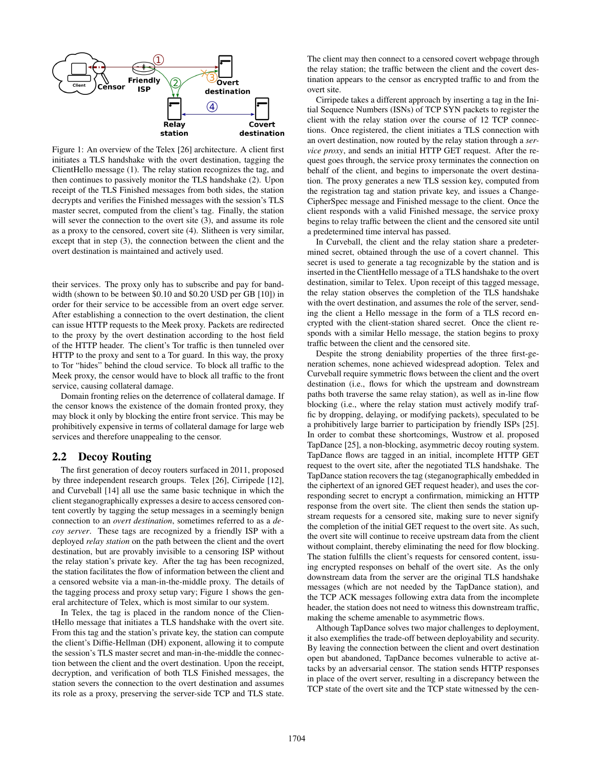Figure 1: An overview of the Telex [26] architecture. A client first initiates a TLS handshake with the overt destination, tagging the ClientHello message (1). The relay station recognizes the tag, and then continues to passively monitor the TLS handshake (2). Upon receipt of the TLS Finished messages from both sides, the station decrypts and verifies the Finished messages with the session's TLS master secret, computed from the client's tag. Finally, the station will sever the connection to the overt site (3), and assume its role as a proxy to the censored, covert site (4). Slitheen is very similar, except that in step (3), the connection between the client and the overt destination is maintained and actively used.

their services. The proxy only has to subscribe and pay for bandwidth (shown to be between $0.10 and $0.20 USD per GB [10]) in order for their service to be accessible from an overt edge server. After establishing a connection to the overt destination, the client can issue HTTP requests to the Meek proxy. Packets are redirected to the proxy by the overt destination according to the host field of the HTTP header. The client's Tor traffic is then tunneled over HTTP to the proxy and sent to a Tor guard. In this way, the proxy to Tor "hides" behind the cloud service. To block all traffic to the Meek proxy, the censor would have to block all traffic to the front service, causing collateral damage.

Domain fronting relies on the deterrence of collateral damage. If the censor knows the existence of the domain fronted proxy, they may block it only by blocking the entire front service. This may be prohibitively expensive in terms of collateral damage for large web services and therefore unappealing to the censor.

## 2.2 Decoy Routing

The first generation of decoy routers surfaced in 2011, proposed by three independent research groups. Telex [26], Cirripede [12], and Curveball [14] all use the same basic technique in which the client steganographically expresses a desire to access censored content covertly by tagging the setup messages in a seemingly benign connection to an *overt destination*, sometimes referred to as a *decoy server*. These tags are recognized by a friendly ISP with a deployed *relay station* on the path between the client and the overt destination, but are provably invisible to a censoring ISP without the relay station's private key. After the tag has been recognized, the station facilitates the flow of information between the client and a censored website via a man-in-the-middle proxy. The details of the tagging process and proxy setup vary; Figure 1 shows the general architecture of Telex, which is most similar to our system.

In Telex, the tag is placed in the random nonce of the ClientHello message that initiates a TLS handshake with the overt site. From this tag and the station's private key, the station can compute the client's Diffie-Hellman (DH) exponent, allowing it to compute the session's TLS master secret and man-in-the-middle the connection between the client and the overt destination. Upon the receipt, decryption, and verification of both TLS Finished messages, the station severs the connection to the overt destination and assumes its role as a proxy, preserving the server-side TCP and TLS state. The client may then connect to a censored covert webpage through the relay station; the traffic between the client and the covert destination appears to the censor as encrypted traffic to and from the overt site.

Cirripede takes a different approach by inserting a tag in the Initial Sequence Numbers (ISNs) of TCP SYN packets to register the client with the relay station over the course of 12 TCP connections. Once registered, the client initiates a TLS connection with an overt destination, now routed by the relay station through a *service proxy*, and sends an initial HTTP GET request. After the request goes through, the service proxy terminates the connection on behalf of the client, and begins to impersonate the overt destination. The proxy generates a new TLS session key, computed from the registration tag and station private key, and issues a ChangeCipherSpec message and Finished message to the client. Once the client responds with a valid Finished message, the service proxy begins to relay traffic between the client and the censored site until a predetermined time interval has passed.

In Curveball, the client and the relay station share a predetermined secret, obtained through the use of a covert channel. This secret is used to generate a tag recognizable by the station and is inserted in the ClientHello message of a TLS handshake to the overt destination, similar to Telex. Upon receipt of this tagged message, the relay station observes the completion of the TLS handshake with the overt destination, and assumes the role of the server, sending the client a Hello message in the form of a TLS record encrypted with the client-station shared secret. Once the client responds with a similar Hello message, the station begins to proxy traffic between the client and the censored site.

Despite the strong deniability properties of the three first-generation schemes, none achieved widespread adoption. Telex and Curveball require symmetric flows between the client and the overt destination (i.e., flows for which the upstream and downstream paths both traverse the same relay station), as well as in-line flow blocking (i.e., where the relay station must actively modify traffic by dropping, delaying, or modifying packets), speculated to be a prohibitively large barrier to participation by friendly ISPs [25]. In order to combat these shortcomings, Wustrow et al. proposed TapDance [25], a non-blocking, asymmetric decoy routing system. TapDance flows are tagged in an initial, incomplete HTTP GET request to the overt site, after the negotiated TLS handshake. The TapDance station recovers the tag (steganographically embedded in the ciphertext of an ignored GET request header), and uses the corresponding secret to encrypt a confirmation, mimicking an HTTP response from the overt site. The client then sends the station upstream requests for a censored site, making sure to never signify the completion of the initial GET request to the overt site. As such, the overt site will continue to receive upstream data from the client without complaint, thereby eliminating the need for flow blocking. The station fulfills the client's requests for censored content, issuing encrypted responses on behalf of the overt site. As the only downstream data from the server are the original TLS handshake messages (which are not needed by the TapDance station), and the TCP ACK messages following extra data from the incomplete header, the station does not need to witness this downstream traffic, making the scheme amenable to asymmetric flows.

Although TapDance solves two major challenges to deployment, it also exemplifies the trade-off between deployability and security. By leaving the connection between the client and overt destination open but abandoned, TapDance becomes vulnerable to active attacks by an adversarial censor. The station sends HTTP responses in place of the overt server, resulting in a discrepancy between the TCP state of the overt site and the TCP state witnessed by the cen-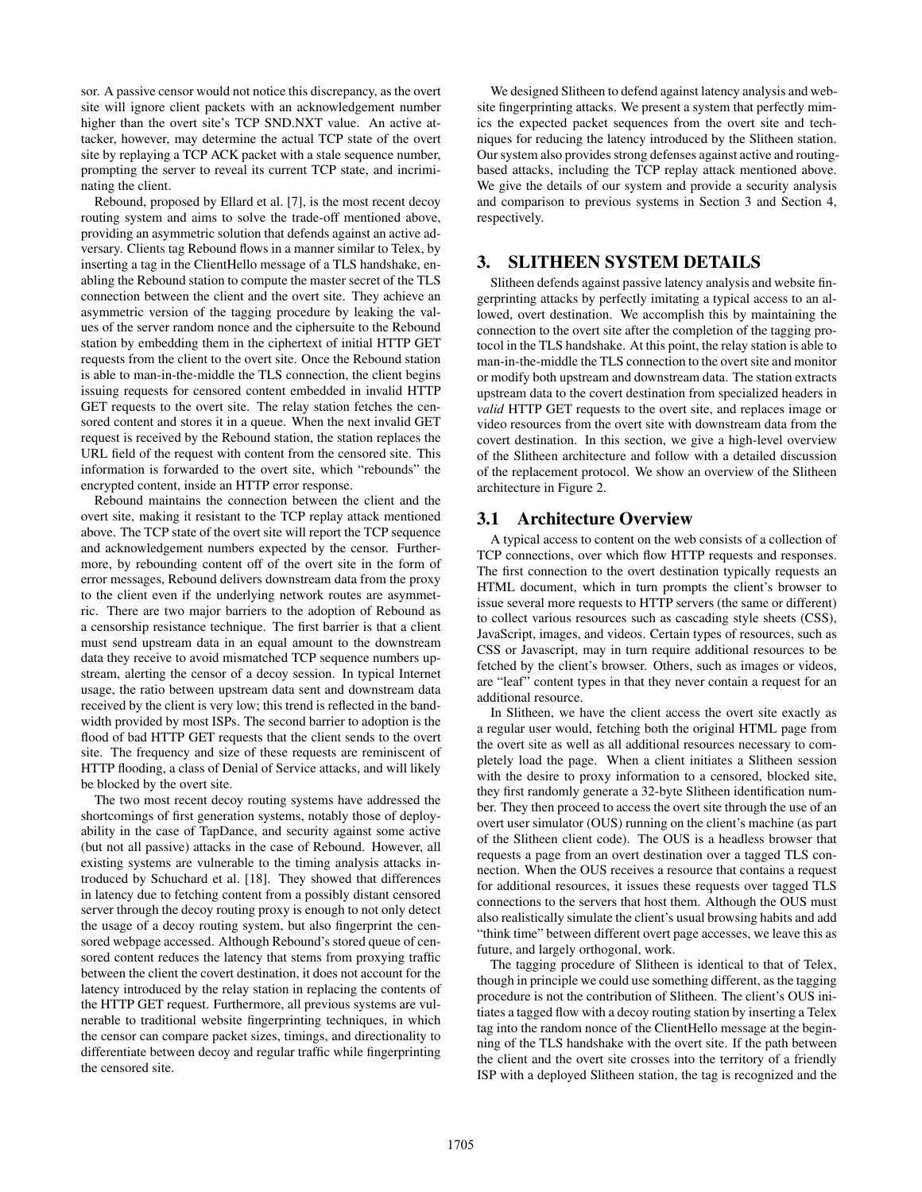sor. A passive censor would not notice this discrepancy, as the overt site will ignore client packets with an acknowledgement number higher than the overt site's TCP SND.NXT value. An active attacker, however, may determine the actual TCP state of the overt site by replaying a TCP ACK packet with a stale sequence number, prompting the server to reveal its current TCP state, and incriminating the client.

Rebound, proposed by Ellard et al. [7], is the most recent decoy routing system and aims to solve the trade-off mentioned above, providing an asymmetric solution that defends against an active adversary. Clients tag Rebound flows in a manner similar to Telex, by inserting a tag in the ClientHello message of a TLS handshake, enabling the Rebound station to compute the master secret of the TLS connection between the client and the overt site. They achieve an asymmetric version of the tagging procedure by leaking the values of the server random nonce and the ciphersuite to the Rebound station by embedding them in the ciphertext of initial HTTP GET requests from the client to the overt site. Once the Rebound station is able to man-in-the-middle the TLS connection, the client begins issuing requests for censored content embedded in invalid HTTP GET requests to the overt site. The relay station fetches the censored content and stores it in a queue. When the next invalid GET request is received by the Rebound station, the station replaces the URL field of the request with content from the censored site. This information is forwarded to the overt site, which "rebounds" the encrypted content, inside an HTTP error response.

Rebound maintains the connection between the client and the overt site, making it resistant to the TCP replay attack mentioned above. The TCP state of the overt site will report the TCP sequence and acknowledgement numbers expected by the censor. Furthermore, by rebounding content off of the overt site in the form of error messages, Rebound delivers downstream data from the proxy to the client even if the underlying network routes are asymmetric. There are two major barriers to the adoption of Rebound as a censorship resistance technique. The first barrier is that a client must send upstream data in an equal amount to the downstream data they receive to avoid mismatched TCP sequence numbers upstream, alerting the censor of a decoy session. In typical Internet usage, the ratio between upstream data sent and downstream data received by the client is very low; this trend is reflected in the bandwidth provided by most ISPs. The second barrier to adoption is the flood of bad HTTP GET requests that the client sends to the overt site. The frequency and size of these requests are reminiscent of HTTP flooding, a class of Denial of Service attacks, and will likely be blocked by the overt site.

The two most recent decoy routing systems have addressed the shortcomings of first generation systems, notably those of deployability in the case of TapDance, and security against some active (but not all passive) attacks in the case of Rebound. However, all existing systems are vulnerable to the timing analysis attacks introduced by Schuchard et al. [18]. They showed that differences in latency due to fetching content from a possibly distant censored server through the decoy routing proxy is enough to not only detect the usage of a decoy routing system, but also fingerprint the censored webpage accessed. Although Rebound's stored queue of censored content reduces the latency that stems from proxying traffic between the client the covert destination, it does not account for the latency introduced by the relay station in replacing the contents of the HTTP GET request. Furthermore, all previous systems are vulnerable to traditional website fingerprinting techniques, in which the censor can compare packet sizes, timings, and directionality to differentiate between decoy and regular traffic while fingerprinting the censored site.

We designed Slitheen to defend against latency analysis and website fingerprinting attacks. We present a system that perfectly mimics the expected packet sequences from the overt site and techniques for reducing the latency introduced by the Slitheen station. Our system also provides strong defenses against active and routing-based attacks, including the TCP replay attack mentioned above. We give the details of our system and provide a security analysis and comparison to previous systems in Section 3 and Section 4, respectively.

## 3. SLITHEEN SYSTEM DETAILS

Slitheen defends against passive latency analysis and website fingerprinting attacks by perfectly imitating a typical access to an allowed, overt destination. We accomplish this by maintaining the connection to the overt site after the completion of the tagging protocol in the TLS handshake. At this point, the relay station is able to man-in-the-middle the TLS connection to the overt site and monitor or modify both upstream and downstream data. The station extracts upstream data to the covert destination from specialized headers in *valid* HTTP GET requests to the overt site, and replaces image or video resources from the overt site with downstream data from the covert destination. In this section, we give a high-level overview of the Slitheen architecture and follow with a detailed discussion of the replacement protocol. We show an overview of the Slitheen architecture in Figure 2.

### 3.1 Architecture Overview

A typical access to content on the web consists of a collection of TCP connections, over which flow HTTP requests and responses. The first connection to the overt destination typically requests an HTML document, which in turn prompts the client's browser to issue several more requests to HTTP servers (the same or different) to collect various resources such as cascading style sheets (CSS), JavaScript, images, and videos. Certain types of resources, such as CSS or Javascript, may in turn require additional resources to be fetched by the client's browser. Others, such as images or videos, are "leaf" content types in that they never contain a request for an additional resource.

In Slitheen, we have the client access the overt site exactly as a regular user would, fetching both the original HTML page from the overt site as well as all additional resources necessary to completely load the page. When a client initiates a Slitheen session with the desire to proxy information to a censored, blocked site, they first randomly generate a 32-byte Slitheen identification number. They then proceed to access the overt site through the use of an overt user simulator (OUS) running on the client's machine (as part of the Slitheen client code). The OUS is a headless browser that requests a page from an overt destination over a tagged TLS connection. When the OUS receives a resource that contains a request for additional resources, it issues these requests over tagged TLS connections to the servers that host them. Although the OUS must also realistically simulate the client's usual browsing habits and add "think time" between different overt page accesses, we leave this as future, and largely orthogonal, work.

The tagging procedure of Slitheen is identical to that of Telex, though in principle we could use something different, as the tagging procedure is not the contribution of Slitheen. The client's OUS initiates a tagged flow with a decoy routing station by inserting a Telex tag into the random nonce of the ClientHello message at the beginning of the TLS handshake with the overt site. If the path between the client and the overt site crosses into the territory of a friendly ISP with a deployed Slitheen station, the tag is recognized and the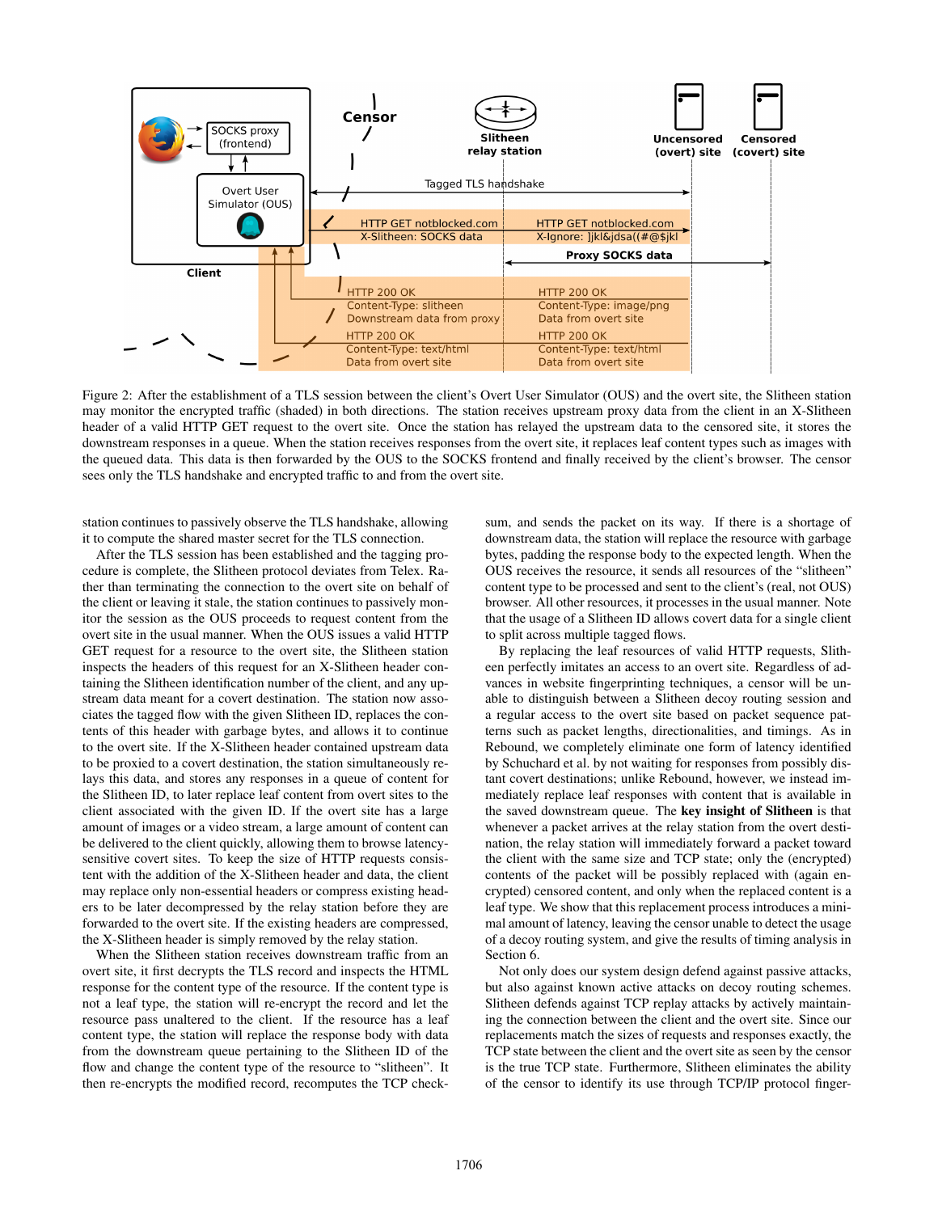Figure 2: After the establishment of a TLS session between the client's Overt User Simulator (OUS) and the overt site, the Slitheen station may monitor the encrypted traffic (shaded) in both directions. The station receives upstream proxy data from the client in an X-Slitheen header of a valid HTTP GET request to the overt site. Once the station has relayed the upstream data to the censored site, it stores the downstream responses in a queue. When the station receives responses from the overt site, it replaces leaf content types such as images with the queued data. This data is then forwarded by the OUS to the SOCKS frontend and finally received by the client's browser. The censor sees only the TLS handshake and encrypted traffic to and from the overt site.

station continues to passively observe the TLS handshake, allowing it to compute the shared master secret for the TLS connection.

After the TLS session has been established and the tagging procedure is complete, the Slitheen protocol deviates from Telex. Rather than terminating the connection to the overt site on behalf of the client or leaving it stale, the station continues to passively monitor the session as the OUS proceeds to request content from the overt site in the usual manner. When the OUS issues a valid HTTP GET request for a resource to the overt site, the Slitheen station inspects the headers of this request for an X-Slitheen header containing the Slitheen identification number of the client, and any upstream data meant for a covert destination. The station now associates the tagged flow with the given Slitheen ID, replaces the contents of this header with garbage bytes, and allows it to continue to the overt site. If the X-Slitheen header contained upstream data to be proxied to a covert destination, the station simultaneously relays this data, and stores any responses in a queue of content for the Slitheen ID, to later replace leaf content from overt sites to the client associated with the given ID. If the overt site has a large amount of images or a video stream, a large amount of content can be delivered to the client quickly, allowing them to browse latency-sensitive covert sites. To keep the size of HTTP requests consistent with the addition of the X-Slitheen header and data, the client may replace only non-essential headers or compress existing headers to be later decompressed by the relay station before they are forwarded to the overt site. If the existing headers are compressed, the X-Slitheen header is simply removed by the relay station.

When the Slitheen station receives downstream traffic from an overt site, it first decrypts the TLS record and inspects the HTML response for the content type of the resource. If the content type is not a leaf type, the station will re-encrypt the record and let the resource pass unaltered to the client. If the resource has a leaf content type, the station will replace the response body with data from the downstream queue pertaining to the Slitheen ID of the flow and change the content type of the resource to "slitheen". It then re-encrypts the modified record, recomputes the TCP checksum, and sends the packet on its way. If there is a shortage of downstream data, the station will replace the resource with garbage bytes, padding the response body to the expected length. When the OUS receives the resource, it sends all resources of the "slitheen" content type to be processed and sent to the client's (real, not OUS) browser. All other resources, it processes in the usual manner. Note that the usage of a Slitheen ID allows covert data for a single client to split across multiple tagged flows.

By replacing the leaf resources of valid HTTP requests, Slitheen perfectly imitates an access to an overt site. Regardless of advances in website fingerprinting techniques, a censor will be unable to distinguish between a Slitheen decoy routing session and a regular access to the overt site based on packet sequence patterns such as packet lengths, directionalities, and timings. As in Rebound, we completely eliminate one form of latency identified by Schuchard et al. by not waiting for responses from possibly distant covert destinations; unlike Rebound, however, we instead immediately replace leaf responses with content that is available in the saved downstream queue. The **key insight of Slitheen** is that whenever a packet arrives at the relay station from the overt destination, the relay station will immediately forward a packet toward the client with the same size and TCP state; only the (encrypted) contents of the packet will be possibly replaced with (again encrypted) censored content, and only when the replaced content is a leaf type. We show that this replacement process introduces a minimal amount of latency, leaving the censor unable to detect the usage of a decoy routing system, and give the results of timing analysis in Section 6.

Not only does our system design defend against passive attacks, but also against known active attacks on decoy routing schemes. Slitheen defends against TCP replay attacks by actively maintaining the connection between the client and the overt site. Since our replacements match the sizes of requests and responses exactly, the TCP state between the client and the overt site as seen by the censor is the true TCP state. Furthermore, Slitheen eliminates the ability of the censor to identify its use through TCP/IP protocol finger-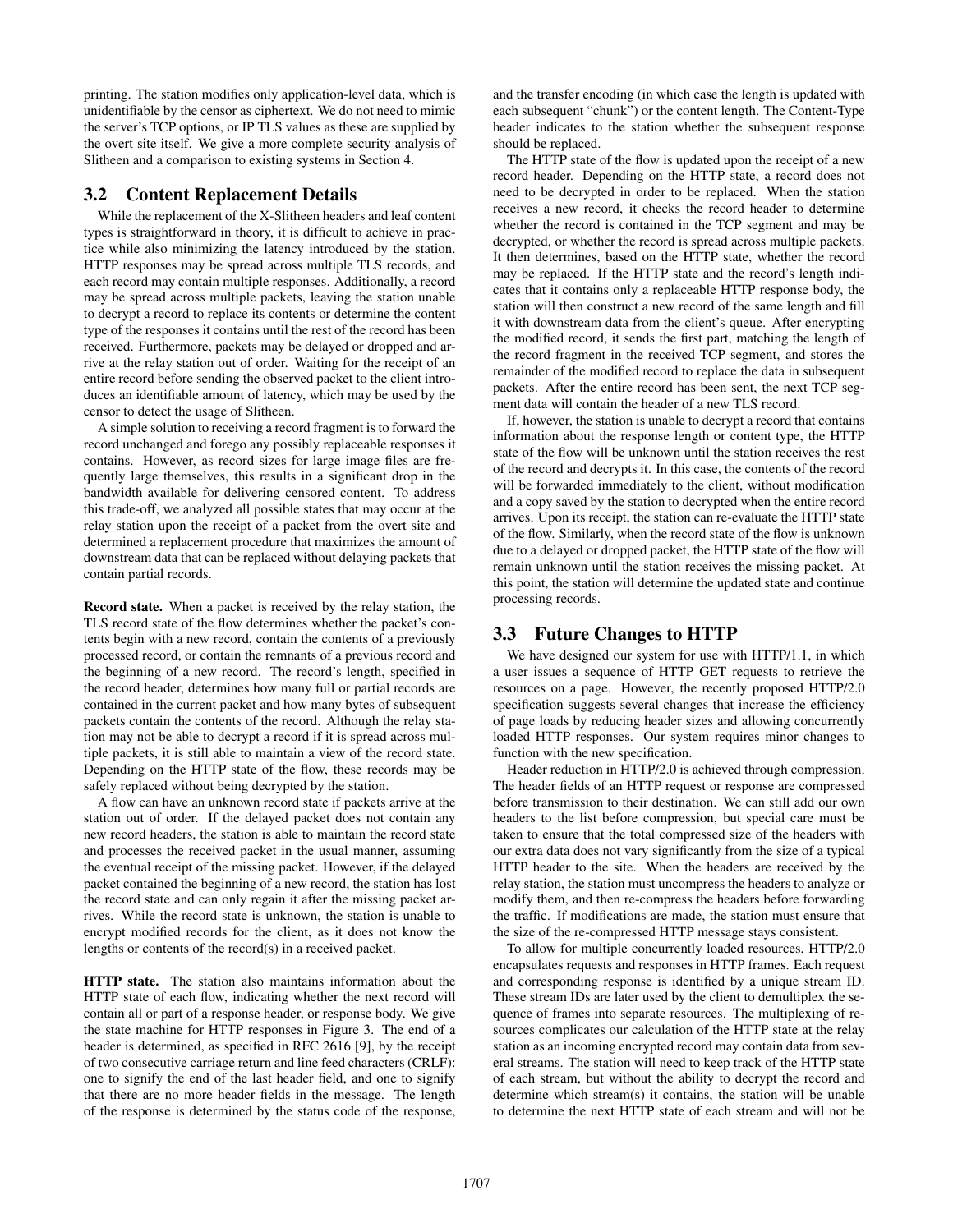printing. The station modifies only application-level data, which is unidentifiable by the censor as ciphertext. We do not need to mimic the server's TCP options, or IP TLS values as these are supplied by the overt site itself. We give a more complete security analysis of Slitheen and a comparison to existing systems in Section 4.

## 3.2 Content Replacement Details

While the replacement of the X-Slitheen headers and leaf content types is straightforward in theory, it is difficult to achieve in practice while also minimizing the latency introduced by the station. HTTP responses may be spread across multiple TLS records, and each record may contain multiple responses. Additionally, a record may be spread across multiple packets, leaving the station unable to decrypt a record to replace its contents or determine the content type of the responses it contains until the rest of the record has been received. Furthermore, packets may be delayed or dropped and arrive at the relay station out of order. Waiting for the receipt of an entire record before sending the observed packet to the client introduces an identifiable amount of latency, which may be used by the censor to detect the usage of Slitheen.

A simple solution to receiving a record fragment is to forward the record unchanged and forego any possibly replaceable responses it contains. However, as record sizes for large image files are frequently large themselves, this results in a significant drop in the bandwidth available for delivering censored content. To address this trade-off, we analyzed all possible states that may occur at the relay station upon the receipt of a packet from the overt site and determined a replacement procedure that maximizes the amount of downstream data that can be replaced without delaying packets that contain partial records.

**Record state.** When a packet is received by the relay station, the TLS record state of the flow determines whether the packet's contents begin with a new record, contain the contents of a previously processed record, or contain the remnants of a previous record and the beginning of a new record. The record's length, specified in the record header, determines how many full or partial records are contained in the current packet and how many bytes of subsequent packets contain the contents of the record. Although the relay station may not be able to decrypt a record if it is spread across multiple packets, it is still able to maintain a view of the record state. Depending on the HTTP state of the flow, these records may be safely replaced without being decrypted by the station.

A flow can have an unknown record state if packets arrive at the station out of order. If the delayed packet does not contain any new record headers, the station is able to maintain the record state and processes the received packet in the usual manner, assuming the eventual receipt of the missing packet. However, if the delayed packet contained the beginning of a new record, the station has lost the record state and can only regain it after the missing packet arrives. While the record state is unknown, the station is unable to encrypt modified records for the client, as it does not know the lengths or contents of the record(s) in a received packet.

**HTTP state.** The station also maintains information about the HTTP state of each flow, indicating whether the next record will contain all or part of a response header, or response body. We give the state machine for HTTP responses in Figure 3. The end of a header is determined, as specified in RFC 2616 [9], by the receipt of two consecutive carriage return and line feed characters (CRLF): one to signify the end of the last header field, and one to signify that there are no more header fields in the message. The length of the response is determined by the status code of the response, and the transfer encoding (in which case the length is updated with each subsequent "chunk") or the content length. The Content-Type header indicates to the station whether the subsequent response should be replaced.

The HTTP state of the flow is updated upon the receipt of a new record header. Depending on the HTTP state, a record does not need to be decrypted in order to be replaced. When the station receives a new record, it checks the record header to determine whether the record is contained in the TCP segment and may be decrypted, or whether the record is spread across multiple packets. It then determines, based on the HTTP state, whether the record may be replaced. If the HTTP state and the record's length indicates that it contains only a replaceable HTTP response body, the station will then construct a new record of the same length and fill it with downstream data from the client's queue. After encrypting the modified record, it sends the first part, matching the length of the record fragment in the received TCP segment, and stores the remainder of the modified record to replace the data in subsequent packets. After the entire record has been sent, the next TCP segment data will contain the header of a new TLS record.

If, however, the station is unable to decrypt a record that contains information about the response length or content type, the HTTP state of the flow will be unknown until the station receives the rest of the record and decrypts it. In this case, the contents of the record will be forwarded immediately to the client, without modification and a copy saved by the station to decrypted when the entire record arrives. Upon its receipt, the station can re-evaluate the HTTP state of the flow. Similarly, when the record state of the flow is unknown due to a delayed or dropped packet, the HTTP state of the flow will remain unknown until the station receives the missing packet. At this point, the station will determine the updated state and continue processing records.

## 3.3 Future Changes to HTTP

We have designed our system for use with HTTP/1.1, in which a user issues a sequence of HTTP GET requests to retrieve the resources on a page. However, the recently proposed HTTP/2.0 specification suggests several changes that increase the efficiency of page loads by reducing header sizes and allowing concurrently loaded HTTP responses. Our system requires minor changes to function with the new specification.

Header reduction in HTTP/2.0 is achieved through compression. The header fields of an HTTP request or response are compressed before transmission to their destination. We can still add our own headers to the list before compression, but special care must be taken to ensure that the total compressed size of the headers with our extra data does not vary significantly from the size of a typical HTTP header to the site. When the headers are received by the relay station, the station must uncompress the headers to analyze or modify them, and then re-compress the headers before forwarding the traffic. If modifications are made, the station must ensure that the size of the re-compressed HTTP message stays consistent.

To allow for multiple concurrently loaded resources, HTTP/2.0 encapsulates requests and responses in HTTP frames. Each request and corresponding response is identified by a unique stream ID. These stream IDs are later used by the client to demultiplex the sequence of frames into separate resources. The multiplexing of resources complicates our calculation of the HTTP state at the relay station as an incoming encrypted record may contain data from several streams. The station will need to keep track of the HTTP state of each stream, but without the ability to decrypt the record and determine which stream(s) it contains, the station will be unable to determine the next HTTP state of each stream and will not be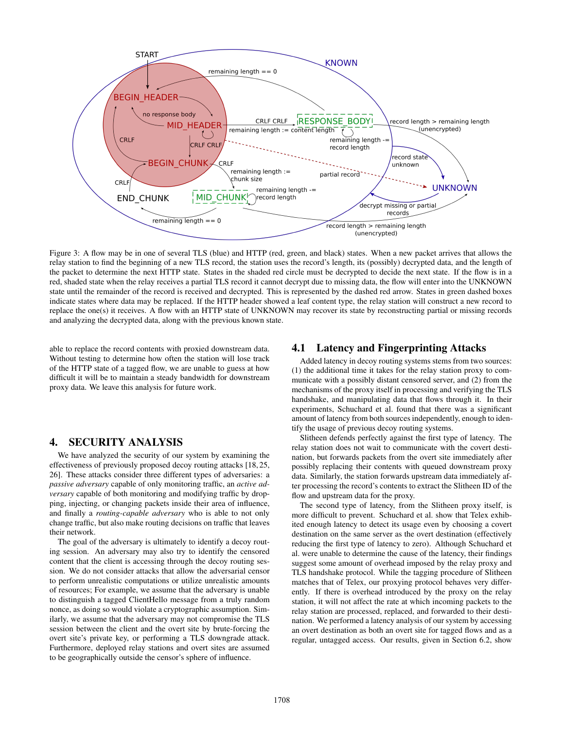Figure 3: A flow may be in one of several TLS (blue) and HTTP (red, green, and black) states. When a new packet arrives that allows the relay station to find the beginning of a new TLS record, the station uses the record's length, its (possibly) decrypted data, and the length of the packet to determine the next HTTP state. States in the shaded red circle must be decrypted to decide the next state. If the flow is in a red, shaded state when the relay receives a partial TLS record it cannot decrypt due to missing data, the flow will enter into the UNKNOWN state until the remainder of the record is received and decrypted. This is represented by the dashed red arrow. States in green dashed boxes indicate states where data may be replaced. If the HTTP header showed a leaf content type, the relay station will construct a new record to replace the one(s) it receives. A flow with an HTTP state of UNKNOWN may recover its state by reconstructing partial or missing records and analyzing the decrypted data, along with the previous known state.

able to replace the record contents with proxied downstream data. Without testing to determine how often the station will lose track of the HTTP state of a tagged flow, we are unable to guess at how difficult it will be to maintain a steady bandwidth for downstream proxy data. We leave this analysis for future work.

# 4. SECURITY ANALYSIS

We have analyzed the security of our system by examining the effectiveness of previously proposed decoy routing attacks [18, 25, 26]. These attacks consider three different types of adversaries: a *passive adversary* capable of only monitoring traffic, an *active adversary* capable of both monitoring and modifying traffic by dropping, injecting, or changing packets inside their area of influence, and finally a *routing-capable adversary* who is able to not only change traffic, but also make routing decisions on traffic that leaves their network.

The goal of the adversary is ultimately to identify a decoy routing session. An adversary may also try to identify the censored content that the client is accessing through the decoy routing session. We do not consider attacks that allow the adversarial censor to perform unrealistic computations or utilize unrealistic amounts of resources; For example, we assume that the adversary is unable to distinguish a tagged ClientHello message from a truly random nonce, as doing so would violate a cryptographic assumption. Similarly, we assume that the adversary may not compromise the TLS session between the client and the overt site by brute-forcing the overt site's private key, or performing a TLS downgrade attack. Furthermore, deployed relay stations and overt sites are assumed to be geographically outside the censor's sphere of influence.

## 4.1 Latency and Fingerprinting Attacks

Added latency in decoy routing systems stems from two sources: (1) the additional time it takes for the relay station proxy to communicate with a possibly distant censored server, and (2) from the mechanisms of the proxy itself in processing and verifying the TLS handshake, and manipulating data that flows through it. In their experiments, Schuchard et al. found that there was a significant amount of latency from both sources independently, enough to identify the usage of previous decoy routing systems.

Slitheen defends perfectly against the first type of latency. The relay station does not wait to communicate with the covert destination, but forwards packets from the overt site immediately after possibly replacing their contents with queued downstream proxy data. Similarly, the station forwards upstream data immediately after processing the record's contents to extract the Slitheen ID of the flow and upstream data for the proxy.

The second type of latency, from the Slitheen proxy itself, is more difficult to prevent. Schuchard et al. show that Telex exhibited enough latency to detect its usage even by choosing a covert destination on the same server as the overt destination (effectively reducing the first type of latency to zero). Although Schuchard et al. were unable to determine the cause of the latency, their findings suggest some amount of overhead imposed by the relay proxy and TLS handshake protocol. While the tagging procedure of Slitheen matches that of Telex, our proxying protocol behaves very differently. If there is overhead introduced by the proxy on the relay station, it will not affect the rate at which incoming packets to the relay station are processed, replaced, and forwarded to their destination. We performed a latency analysis of our system by accessing an overt destination as both an overt site for tagged flows and as a regular, untagged access. Our results, given in Section 6.2, show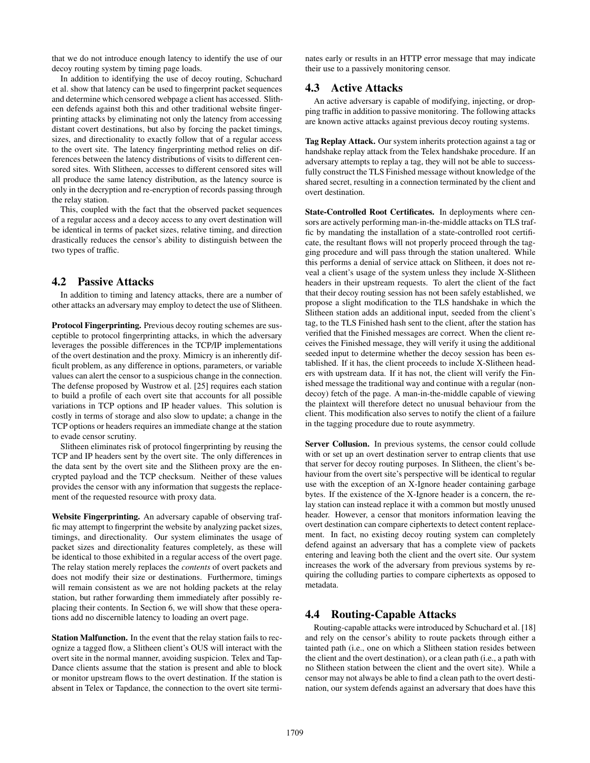that we do not introduce enough latency to identify the use of our decoy routing system by timing page loads.

In addition to identifying the use of decoy routing, Schuchard et al. show that latency can be used to fingerprint packet sequences and determine which censored webpage a client has accessed. Slitheen defends against both this and other traditional website fingerprinting attacks by eliminating not only the latency from accessing distant covert destinations, but also by forcing the packet timings, sizes, and directionality to exactly follow that of a regular access to the overt site. The latency fingerprinting method relies on differences between the latency distributions of visits to different censored sites. With Slitheen, accesses to different censored sites will all produce the same latency distribution, as the latency source is only in the decryption and re-encryption of records passing through the relay station.

This, coupled with the fact that the observed packet sequences of a regular access and a decoy access to any overt destination will be identical in terms of packet sizes, relative timing, and direction drastically reduces the censor's ability to distinguish between the two types of traffic.

## 4.2 Passive Attacks

In addition to timing and latency attacks, there are a number of other attacks an adversary may employ to detect the use of Slitheen.

**Protocol Fingerprinting.** Previous decoy routing schemes are susceptible to protocol fingerprinting attacks, in which the adversary leverages the possible differences in the TCP/IP implementations of the overt destination and the proxy. Mimicry is an inherently difficult problem, as any difference in options, parameters, or variable values can alert the censor to a suspicious change in the connection. The defense proposed by Wustrow et al. [25] requires each station to build a profile of each overt site that accounts for all possible variations in TCP options and IP header values. This solution is costly in terms of storage and also slow to update; a change in the TCP options or headers requires an immediate change at the station to evade censor scrutiny.

Slitheen eliminates risk of protocol fingerprinting by reusing the TCP and IP headers sent by the overt site. The only differences in the data sent by the overt site and the Slitheen proxy are the encrypted payload and the TCP checksum. Neither of these values provides the censor with any information that suggests the replacement of the requested resource with proxy data.

**Website Fingerprinting.** An adversary capable of observing traffic may attempt to fingerprint the website by analyzing packet sizes, timings, and directionality. Our system eliminates the usage of packet sizes and directionality features completely, as these will be identical to those exhibited in a regular access of the overt page. The relay station merely replaces the *contents* of overt packets and does not modify their size or destinations. Furthermore, timings will remain consistent as we are not holding packets at the relay station, but rather forwarding them immediately after possibly replacing their contents. In Section 6, we will show that these operations add no discernible latency to loading an overt page.

**Station Malfunction.** In the event that the relay station fails to recognize a tagged flow, a Slitheen client's OUS will interact with the overt site in the normal manner, avoiding suspicion. Telex and TapDance clients assume that the station is present and able to block or monitor upstream flows to the overt destination. If the station is absent in Telex or Tapdance, the connection to the overt site terminates early or results in an HTTP error message that may indicate their use to a passively monitoring censor.

## 4.3 Active Attacks

An active adversary is capable of modifying, injecting, or dropping traffic in addition to passive monitoring. The following attacks are known active attacks against previous decoy routing systems.

**Tag Replay Attack.** Our system inherits protection against a tag or handshake replay attack from the Telex handshake procedure. If an adversary attempts to replay a tag, they will not be able to successfully construct the TLS Finished message without knowledge of the shared secret, resulting in a connection terminated by the client and overt destination.

**State-Controlled Root Certificates.** In deployments where censors are actively performing man-in-the-middle attacks on TLS traffic by mandating the installation of a state-controlled root certificate, the resultant flows will not properly proceed through the tagging procedure and will pass through the station unaltered. While this performs a denial of service attack on Slitheen, it does not reveal a client's usage of the system unless they include X-Slitheen headers in their upstream requests. To alert the client of the fact that their decoy routing session has not been safely established, we propose a slight modification to the TLS handshake in which the Slitheen station adds an additional input, seeded from the client's tag, to the TLS Finished hash sent to the client, after the station has verified that the Finished messages are correct. When the client receives the Finished message, they will verify it using the additional seeded input to determine whether the decoy session has been established. If it has, the client proceeds to include X-Slitheen headers with upstream data. If it has not, the client will verify the Finished message the traditional way and continue with a regular (non-decoy) fetch of the page. A man-in-the-middle capable of viewing the plaintext will therefore detect no unusual behaviour from the client. This modification also serves to notify the client of a failure in the tagging procedure due to route asymmetry.

**Server Collusion.** In previous systems, the censor could collude with or set up an overt destination server to entrap clients that use that server for decoy routing purposes. In Slitheen, the client's behaviour from the overt site's perspective will be identical to regular use with the exception of an X-Ignore header containing garbage bytes. If the existence of the X-Ignore header is a concern, the relay station can instead replace it with a common but mostly unused header. However, a censor that monitors information leaving the overt destination can compare ciphertexts to detect content replacement. In fact, no existing decoy routing system can completely defend against an adversary that has a complete view of packets entering and leaving both the client and the overt site. Our system increases the work of the adversary from previous systems by requiring the colluding parties to compare ciphertexts as opposed to metadata.

## 4.4 Routing-Capable Attacks

Routing-capable attacks were introduced by Schuchard et al. [18] and rely on the censor's ability to route packets through either a tainted path (i.e., one on which a Slitheen station resides between the client and the overt destination), or a clean path (i.e., a path with no Slitheen station between the client and the overt site). While a censor may not always be able to find a clean path to the overt destination, our system defends against an adversary that does have this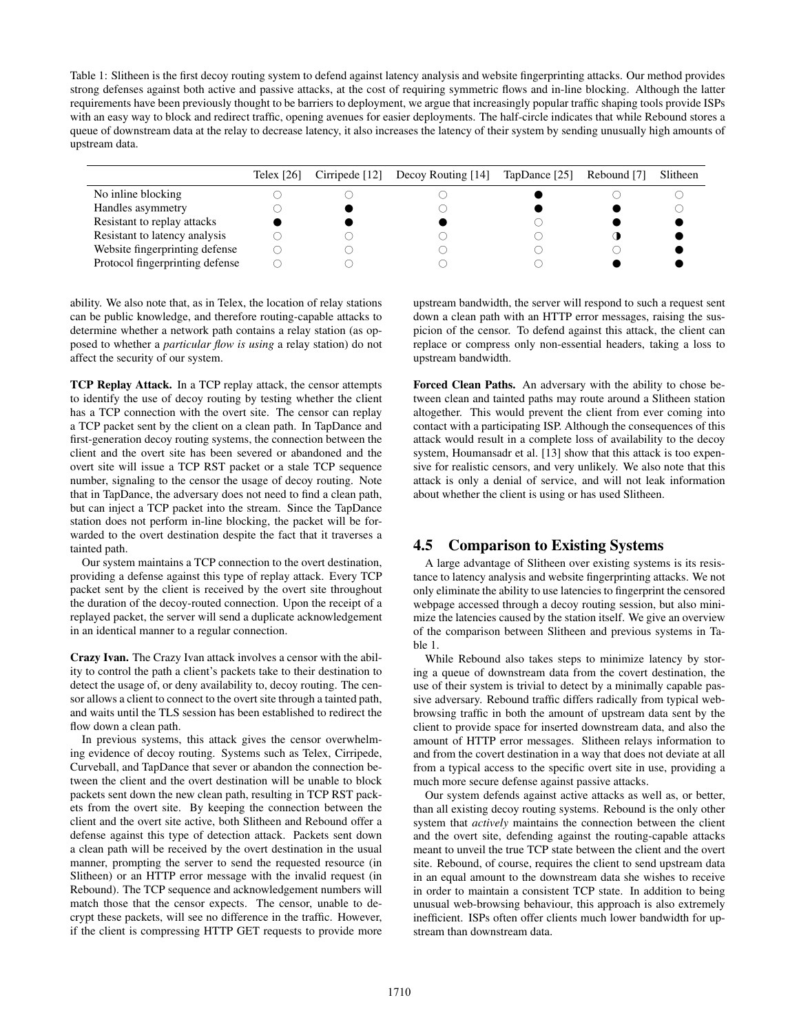Table 1: Slitheen is the first decoy routing system to defend against latency analysis and website fingerprinting attacks. Our method provides strong defenses against both active and passive attacks, at the cost of requiring symmetric flows and in-line blocking. Although the latter requirements have been previously thought to be barriers to deployment, we argue that increasingly popular traffic shaping tools provide ISPs with an easy way to block and redirect traffic, opening avenues for easier deployments. The half-circle indicates that while Rebound stores a queue of downstream data at the relay to decrease latency, it also increases the latency of their system by sending unusually high amounts of upstream data.

| | Telex [26] | Cirripede [12] | Decoy Routing [14] | TapDance [25] | Rebound [7] | Slitheen |
|---|---|---|---|---|---|---|
| No inline blocking | ○ | ○ | ○ | ● | ○ | ○ |
| Handles asymmetry | ○ | ● | ○ | ● | ● | ○ |
| Resistant to replay attacks | ● | ● | ● | ○ | ● | ● |
| Resistant to latency analysis | ○ | ○ | ○ | ○ | ◑ | ● |
| Website fingerprinting defense | ○ | ○ | ○ | ○ | ○ | ● |
| Protocol fingerprinting defense | ○ | ○ | ○ | ○ | ● | ● |

ability. We also note that, as in Telex, the location of relay stations can be public knowledge, and therefore routing-capable attacks to determine whether a network path contains a relay station (as opposed to whether a *particular flow is using* a relay station) do not affect the security of our system.

**TCP Replay Attack.** In a TCP replay attack, the censor attempts to identify the use of decoy routing by testing whether the client has a TCP connection with the overt site. The censor can replay a TCP packet sent by the client on a clean path. In TapDance and first-generation decoy routing systems, the connection between the client and the overt site has been severed or abandoned and the overt site will issue a TCP RST packet or a stale TCP sequence number, signaling to the censor the usage of decoy routing. Note that in TapDance, the adversary does not need to find a clean path, but can inject a TCP packet into the stream. Since the TapDance station does not perform in-line blocking, the packet will be forwarded to the overt destination despite the fact that it traverses a tainted path.

Our system maintains a TCP connection to the overt destination, providing a defense against this type of replay attack. Every TCP packet sent by the client is received by the overt site throughout the duration of the decoy-routed connection. Upon the receipt of a replayed packet, the server will send a duplicate acknowledgement in an identical manner to a regular connection.

**Crazy Ivan.** The Crazy Ivan attack involves a censor with the ability to control the path a client's packets take to their destination to detect the usage of, or deny availability to, decoy routing. The censor allows a client to connect to the overt site through a tainted path, and waits until the TLS session has been established to redirect the flow down a clean path.

In previous systems, this attack gives the censor overwhelming evidence of decoy routing. Systems such as Telex, Cirripede, Curveball, and TapDance that sever or abandon the connection between the client and the overt destination will be unable to block packets sent down the new clean path, resulting in TCP RST packets from the overt site. By keeping the connection between the client and the overt site active, both Slitheen and Rebound offer a defense against this type of detection attack. Packets sent down a clean path will be received by the overt destination in the usual manner, prompting the server to send the requested resource (in Slitheen) or an HTTP error message with the invalid request (in Rebound). The TCP sequence and acknowledgement numbers will match those that the censor expects. The censor, unable to decrypt these packets, will see no difference in the traffic. However, if the client is compressing HTTP GET requests to provide more upstream bandwidth, the server will respond to such a request sent down a clean path with an HTTP error messages, raising the suspicion of the censor. To defend against this attack, the client can replace or compress only non-essential headers, taking a loss to upstream bandwidth.

**Forced Clean Paths.** An adversary with the ability to chose between clean and tainted paths may route around a Slitheen station altogether. This would prevent the client from ever coming into contact with a participating ISP. Although the consequences of this attack would result in a complete loss of availability to the decoy system, Houmansadr et al. [13] show that this attack is too expensive for realistic censors, and very unlikely. We also note that this attack is only a denial of service, and will not leak information about whether the client is using or has used Slitheen.

## 4.5 Comparison to Existing Systems

A large advantage of Slitheen over existing systems is its resistance to latency analysis and website fingerprinting attacks. We not only eliminate the ability to use latencies to fingerprint the censored webpage accessed through a decoy routing session, but also minimize the latencies caused by the station itself. We give an overview of the comparison between Slitheen and previous systems in Table 1.

While Rebound also takes steps to minimize latency by storing a queue of downstream data from the covert destination, the use of their system is trivial to detect by a minimally capable passive adversary. Rebound traffic differs radically from typical web-browsing traffic in both the amount of upstream data sent by the client to provide space for inserted downstream data, and also the amount of HTTP error messages. Slitheen relays information to and from the covert destination in a way that does not deviate at all from a typical access to the specific overt site in use, providing a much more secure defense against passive attacks.

Our system defends against active attacks as well as, or better, than all existing decoy routing systems. Rebound is the only other system that *actively* maintains the connection between the client and the overt site, defending against the routing-capable attacks meant to unveil the true TCP state between the client and the overt site. Rebound, of course, requires the client to send upstream data in an equal amount to the downstream data she wishes to receive in order to maintain a consistent TCP state. In addition to being unusual web-browsing behaviour, this approach is also extremely inefficient. ISPs often offer clients much lower bandwidth for upstream than downstream data.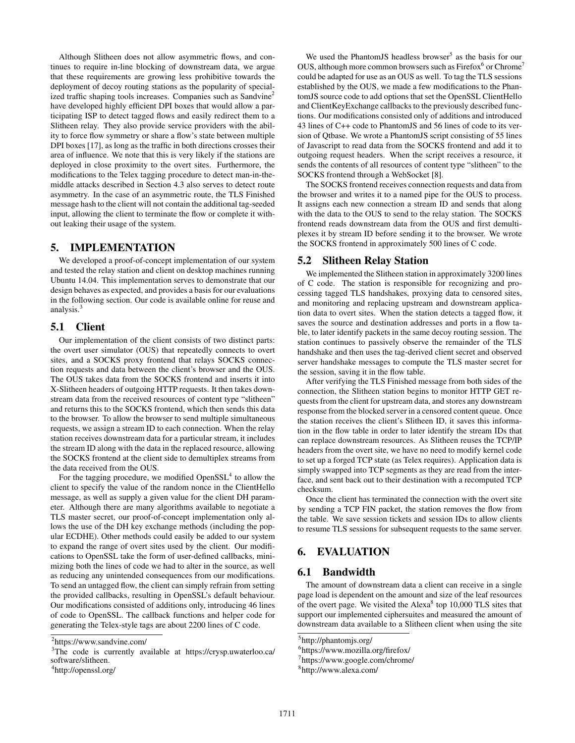Although Slitheen does not allow asymmetric flows, and continues to require in-line blocking of downstream data, we argue that these requirements are growing less prohibitive towards the deployment of decoy routing stations as the popularity of specialized traffic shaping tools increases. Companies such as Sandvine[2] have developed highly efficient DPI boxes that would allow a participating ISP to detect tagged flows and easily redirect them to a Slitheen relay. They also provide service providers with the ability to force flow symmetry or share a flow's state between multiple DPI boxes [17], as long as the traffic in both directions crosses their area of influence. We note that this is very likely if the stations are deployed in close proximity to the overt sites. Furthermore, the modifications to the Telex tagging procedure to detect man-in-the-middle attacks described in Section 4.3 also serves to detect route asymmetry. In the case of an asymmetric route, the TLS Finished message hash to the client will not contain the additional tag-seeded input, allowing the client to terminate the flow or complete it without leaking their usage of the system.

## 5. IMPLEMENTATION

We developed a proof-of-concept implementation of our system and tested the relay station and client on desktop machines running Ubuntu 14.04. This implementation serves to demonstrate that our design behaves as expected, and provides a basis for our evaluations in the following section. Our code is available online for reuse and analysis.[3]

### 5.1 Client

Our implementation of the client consists of two distinct parts: the overt user simulator (OUS) that repeatedly connects to overt sites, and a SOCKS proxy frontend that relays SOCKS connection requests and data between the client's browser and the OUS. The OUS takes data from the SOCKS frontend and inserts it into X-Slitheen headers of outgoing HTTP requests. It then takes downstream data from the received resources of content type "slitheen" and returns this to the SOCKS frontend, which then sends this data to the browser. To allow the browser to send multiple simultaneous requests, we assign a stream ID to each connection. When the relay station receives downstream data for a particular stream, it includes the stream ID along with the data in the replaced resource, allowing the SOCKS frontend at the client side to demultiplex streams from the data received from the OUS.

For the tagging procedure, we modified OpenSSL[4] to allow the client to specify the value of the random nonce in the ClientHello message, as well as supply a given value for the client DH parameter. Although there are many algorithms available to negotiate a TLS master secret, our proof-of-concept implementation only allows the use of the DH key exchange methods (including the popular ECDHE). Other methods could easily be added to our system to expand the range of overt sites used by the client. Our modifications to OpenSSL take the form of user-defined callbacks, minimizing both the lines of code we had to alter in the source, as well as reducing any unintended consequences from our modifications. To send an untagged flow, the client can simply refrain from setting the provided callbacks, resulting in OpenSSL's default behaviour. Our modifications consisted of additions only, introducing 46 lines of code to OpenSSL. The callback functions and helper code for generating the Telex-style tags are about 2200 lines of C code.

We used the PhantomJS headless browser[5] as the basis for our OUS, although more common browsers such as Firefox[6] or Chrome[7] could be adapted for use as an OUS as well. To tag the TLS sessions established by the OUS, we made a few modifications to the PhantomJS source code to add options that set the OpenSSL ClientHello and ClientKeyExchange callbacks to the previously described functions. Our modifications consisted only of additions and introduced 43 lines of C++ code to PhantomJS and 56 lines of code to its version of Qtbase. We wrote a PhantomJS script consisting of 55 lines of Javascript to read data from the SOCKS frontend and add it to outgoing request headers. When the script receives a resource, it sends the contents of all resources of content type "slitheen" to the SOCKS frontend through a WebSocket [8].

The SOCKS frontend receives connection requests and data from the browser and writes it to a named pipe for the OUS to process. It assigns each new connection a stream ID and sends that along with the data to the OUS to send to the relay station. The SOCKS frontend reads downstream data from the OUS and first demultiplexes it by stream ID before sending it to the browser. We wrote the SOCKS frontend in approximately 500 lines of C code.

### 5.2 Slitheen Relay Station

We implemented the Slitheen station in approximately 3200 lines of C code. The station is responsible for recognizing and processing tagged TLS handshakes, proxying data to censored sites, and monitoring and replacing upstream and downstream application data to overt sites. When the station detects a tagged flow, it saves the source and destination addresses and ports in a flow table, to later identify packets in the same decoy routing session. The station continues to passively observe the remainder of the TLS handshake and then uses the tag-derived client secret and observed server handshake messages to compute the TLS master secret for the session, saving it in the flow table.

After verifying the TLS Finished message from both sides of the connection, the Slitheen station begins to monitor HTTP GET requests from the client for upstream data, and stores any downstream response from the blocked server in a censored content queue. Once the station receives the client's Slitheen ID, it saves this information in the flow table in order to later identify the stream IDs that can replace downstream resources. As Slitheen reuses the TCP/IP headers from the overt site, we have no need to modify kernel code to set up a forged TCP state (as Telex requires). Application data is simply swapped into TCP segments as they are read from the interface, and sent back out to their destination with a recomputed TCP checksum.

Once the client has terminated the connection with the overt site by sending a TCP FIN packet, the station removes the flow from the table. We save session tickets and session IDs to allow clients to resume TLS sessions for subsequent requests to the same server.

## 6. EVALUATION

### 6.1 Bandwidth

The amount of downstream data a client can receive in a single page load is dependent on the amount and size of the leaf resources of the overt page. We visited the Alexa[8] top 10,000 TLS sites that support our implemented ciphersuites and measured the amount of downstream data available to a Slitheen client when using the site

---

[2] https://www.sandvine.com/

[3] The code is currently available at https://crysp.uwaterloo.ca/software/slitheen.

[4] http://openssl.org/

[5] http://phantomjs.org/

[6] https://www.mozilla.org/firefox/

[7] https://www.google.com/chrome/

[8] http://www.alexa.com/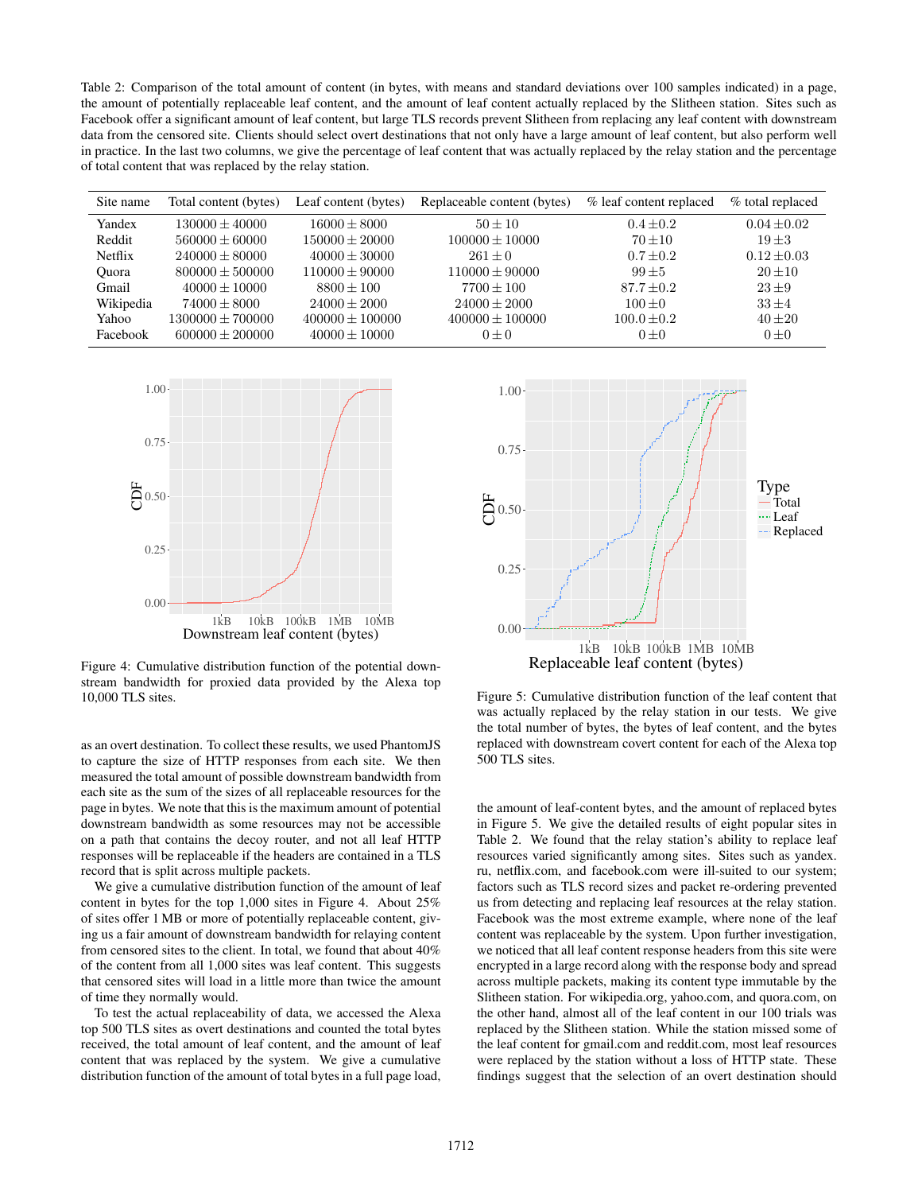Table 2: Comparison of the total amount of content (in bytes, with means and standard deviations over 100 samples indicated) in a page, the amount of potentially replaceable leaf content, and the amount of leaf content actually replaced by the Slitheen station. Sites such as Facebook offer a significant amount of leaf content, but large TLS records prevent Slitheen from replacing any leaf content with downstream data from the censored site. Clients should select overt destinations that not only have a large amount of leaf content, but also perform well in practice. In the last two columns, we give the percentage of leaf content that was actually replaced by the relay station and the percentage of total content that was replaced by the relay station.

| Site name | Total content (bytes) | Leaf content (bytes) | Replaceable content (bytes) | % leaf content replaced | % total replaced |
|---|---|---|---|---|---|
| Yandex | $130000 \pm 40000$ | $16000 \pm 8000$ | $50 \pm 10$ | $0.4 \pm 0.2$ | $0.04 \pm 0.02$ |
| Reddit | $560000 \pm 60000$ | $150000 \pm 20000$ | $100000 \pm 10000$ | $70 \pm 10$ | $19 \pm 3$ |
| Netflix | $240000 \pm 80000$ | $40000 \pm 30000$ | $261 \pm 0$ | $0.7 \pm 0.2$ | $0.12 \pm 0.03$ |
| Quora | $800000 \pm 500000$ | $110000 \pm 90000$ | $110000 \pm 90000$ | $99 \pm 5$ | $20 \pm 10$ |
| Gmail | $40000 \pm 10000$ | $8800 \pm 100$ | $7700 \pm 100$ | $87.7 \pm 0.2$ | $23 \pm 9$ |
| Wikipedia | $74000 \pm 8000$ | $24000 \pm 2000$ | $24000 \pm 2000$ | $100 \pm 0$ | $33 \pm 4$ |
| Yahoo | $1300000 \pm 700000$ | $400000 \pm 100000$ | $400000 \pm 100000$ | $100.0 \pm 0.2$ | $40 \pm 20$ |
| Facebook | $600000 \pm 200000$ | $40000 \pm 10000$ | $0 \pm 0$ | $0 \pm 0$ | $0 \pm 0$ |

Figure 4: Cumulative distribution function of the potential downstream bandwidth for proxied data provided by the Alexa top 10,000 TLS sites.

as an overt destination. To collect these results, we used PhantomJS to capture the size of HTTP responses from each site. We then measured the total amount of possible downstream bandwidth from each site as the sum of the sizes of all replaceable resources for the page in bytes. We note that this is the maximum amount of potential downstream bandwidth as some resources may not be accessible on a path that contains the decoy router, and not all leaf HTTP responses will be replaceable if the headers are contained in a TLS record that is split across multiple packets.

We give a cumulative distribution function of the amount of leaf content in bytes for the top 1,000 sites in Figure 4. About 25% of sites offer 1 MB or more of potentially replaceable content, giving us a fair amount of downstream bandwidth for relaying content from censored sites to the client. In total, we found that about 40% of the content from all 1,000 sites was leaf content. This suggests that censored sites will load in a little more than twice the amount of time they normally would.

To test the actual replaceability of data, we accessed the Alexa top 500 TLS sites as overt destinations and counted the total bytes received, the total amount of leaf content, and the amount of leaf content that was replaced by the system. We give a cumulative distribution function of the amount of total bytes in a full page load, the amount of leaf-content bytes, and the amount of replaced bytes in Figure 5. We give the detailed results of eight popular sites in Table 2. We found that the relay station's ability to replace leaf resources varied significantly among sites. Sites such as yandex.ru, netflix.com, and facebook.com were ill-suited to our system; factors such as TLS record sizes and packet re-ordering prevented us from detecting and replacing leaf resources at the relay station. Facebook was the most extreme example, where none of the leaf content was replaceable by the system. Upon further investigation, we noticed that all leaf content response headers from this site were encrypted in a large record along with the response body and spread across multiple packets, making its content type immutable by the Slitheen station. For wikipedia.org, yahoo.com, and quora.com, on the other hand, almost all of the leaf content in our 100 trials was replaced by the Slitheen station. While the station missed some of the leaf content for gmail.com and reddit.com, most leaf resources were replaced by the station without a loss of HTTP state. These findings suggest that the selection of an overt destination should

Figure 5: Cumulative distribution function of the leaf content that was actually replaced by the relay station in our tests. We give the total number of bytes, the bytes of leaf content, and the bytes replaced with downstream covert content for each of the Alexa top 500 TLS sites.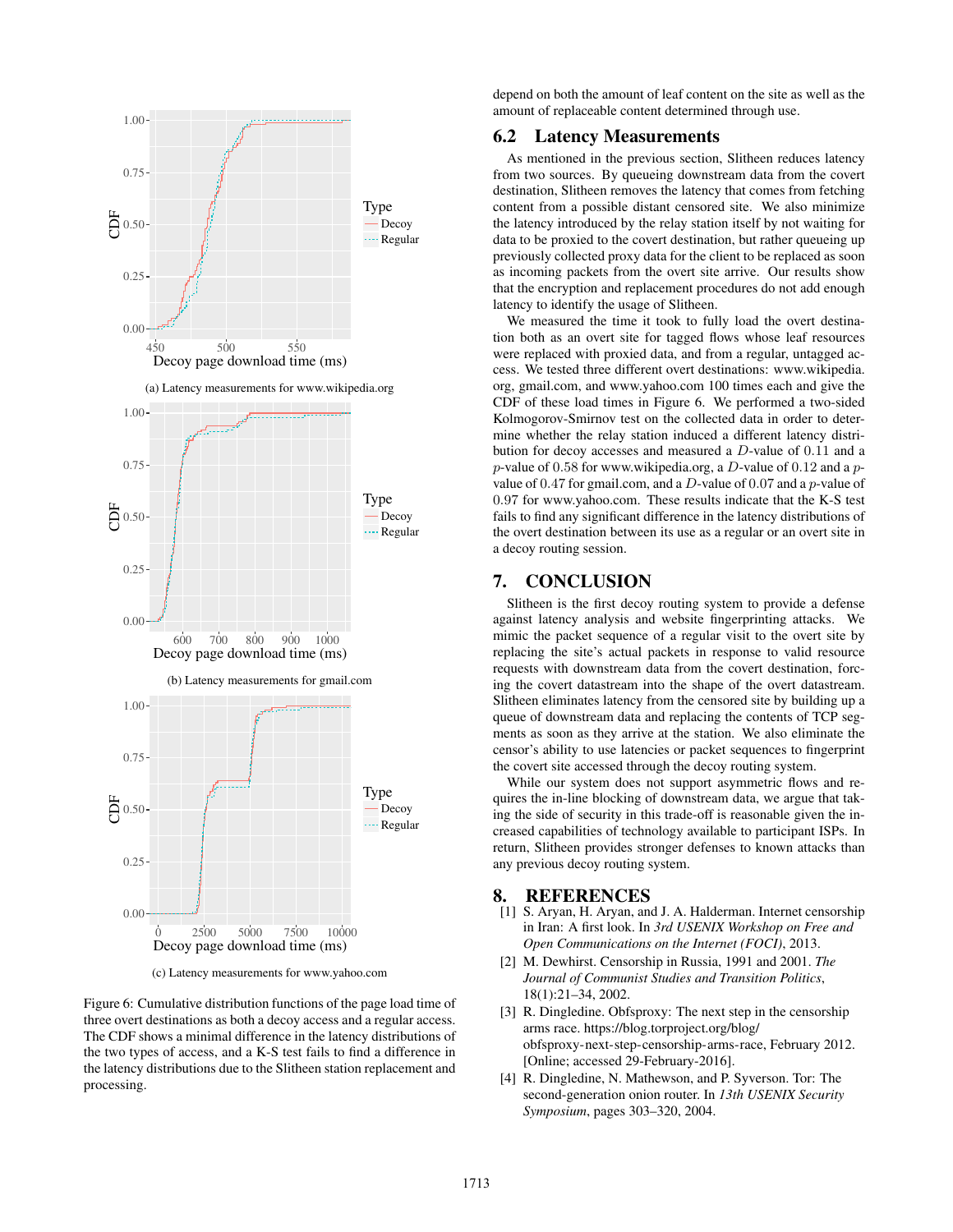(a) Latency measurements for www.wikipedia.org

(b) Latency measurements for gmail.com

(c) Latency measurements for www.yahoo.com

Figure 6: Cumulative distribution functions of the page load time of three overt destinations as both a decoy access and a regular access. The CDF shows a minimal difference in the latency distributions of the two types of access, and a K-S test fails to find a difference in the latency distributions due to the Slitheen station replacement and processing.

depend on both the amount of leaf content on the site as well as the amount of replaceable content determined through use.

## 6.2 Latency Measurements

As mentioned in the previous section, Slitheen reduces latency from two sources. By queueing downstream data from the covert destination, Slitheen removes the latency that comes from fetching content from a possible distant censored site. We also minimize the latency introduced by the relay station itself by not waiting for data to be proxied to the covert destination, but rather queueing up previously collected proxy data for the client to be replaced as soon as incoming packets from the overt site arrive. Our results show that the encryption and replacement procedures do not add enough latency to identify the usage of Slitheen.

We measured the time it took to fully load the overt destination both as an overt site for tagged flows whose leaf resources were replaced with proxied data, and from a regular, untagged access. We tested three different overt destinations: www.wikipedia.org, gmail.com, and www.yahoo.com 100 times each and give the CDF of these load times in Figure 6. We performed a two-sided Kolmogorov-Smirnov test on the collected data in order to determine whether the relay station induced a different latency distribution for decoy accesses and measured a $D$-value of 0.11 and a $p$-value of 0.58 for www.wikipedia.org, a $D$-value of 0.12 and a $p$-value of 0.47 for gmail.com, and a $D$-value of 0.07 and a $p$-value of 0.97 for www.yahoo.com. These results indicate that the K-S test fails to find any significant difference in the latency distributions of the overt destination between its use as a regular or an overt site in a decoy routing session.

# 7. CONCLUSION

Slitheen is the first decoy routing system to provide a defense against latency analysis and website fingerprinting attacks. We mimic the packet sequence of a regular visit to the overt site by replacing the site's actual packets in response to valid resource requests with downstream data from the covert destination, forcing the covert datastream into the shape of the overt datastream. Slitheen eliminates latency from the censored site by building up a queue of downstream data and replacing the contents of TCP segments as soon as they arrive at the station. We also eliminate the censor's ability to use latencies or packet sequences to fingerprint the covert site accessed through the decoy routing system.

While our system does not support asymmetric flows and requires the in-line blocking of downstream data, we argue that taking the side of security in this trade-off is reasonable given the increased capabilities of technology available to participant ISPs. In return, Slitheen provides stronger defenses to known attacks than any previous decoy routing system.

# 8. REFERENCES

[1] S. Aryan, H. Aryan, and J. A. Halderman. Internet censorship in Iran: A first look. In *3rd USENIX Workshop on Free and Open Communications on the Internet (FOCI)*, 2013.

[2] M. Dewhirst. Censorship in Russia, 1991 and 2001. *The Journal of Communist Studies and Transition Politics*, 18(1):21–34, 2002.

[3] R. Dingledine. Obfsproxy: The next step in the censorship arms race. https://blog.torproject.org/blog/obfsproxy-next-step-censorship-arms-race, February 2012. [Online; accessed 29-February-2016].

[4] R. Dingledine, N. Mathewson, and P. Syverson. Tor: The second-generation onion router. In *13th USENIX Security Symposium*, pages 303–320, 2004.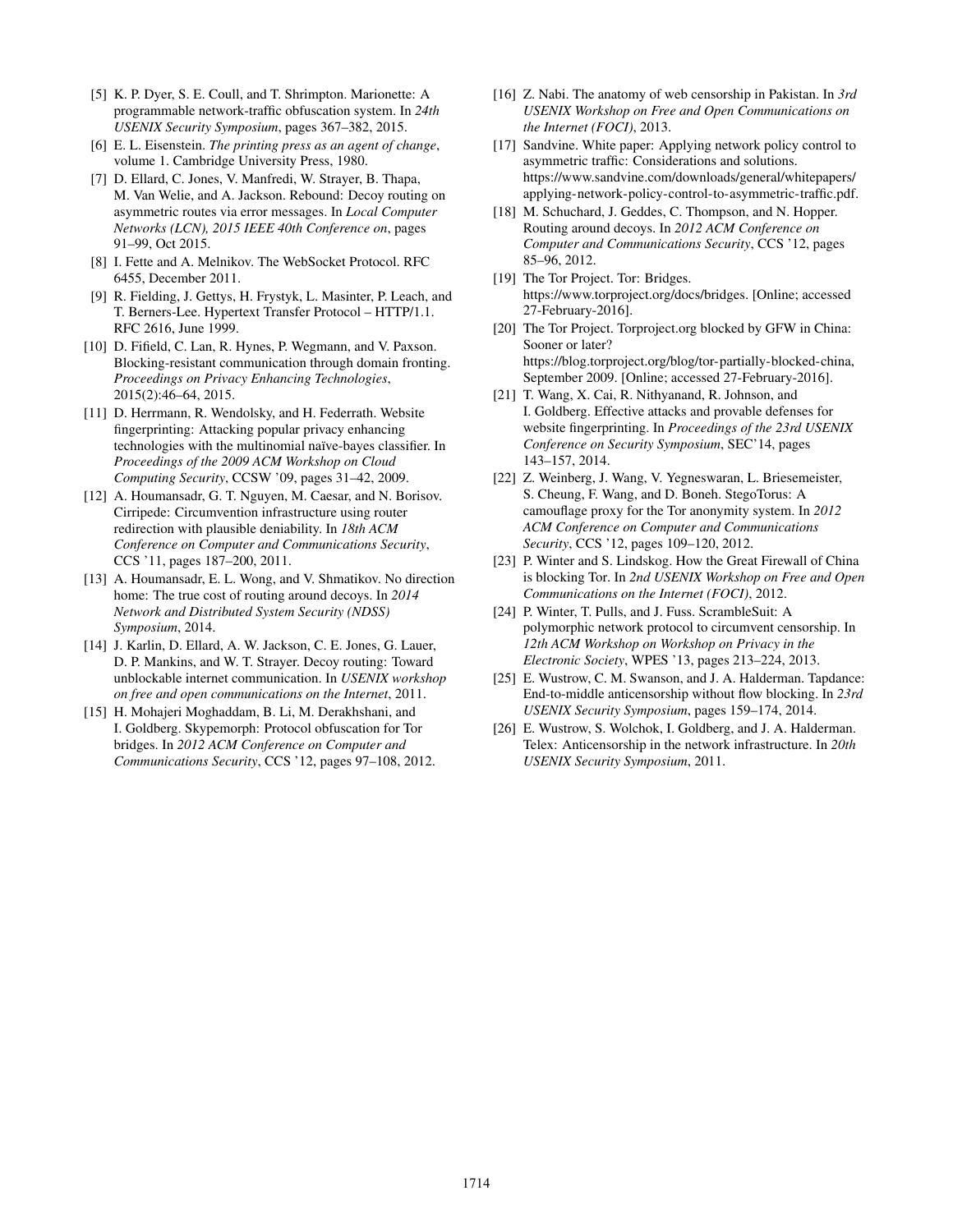[5] K. P. Dyer, S. E. Coull, and T. Shrimpton. Marionette: A programmable network-traffic obfuscation system. In *24th USENIX Security Symposium*, pages 367–382, 2015.

[6] E. L. Eisenstein. *The printing press as an agent of change*, volume 1. Cambridge University Press, 1980.

[7] D. Ellard, C. Jones, V. Manfredi, W. Strayer, B. Thapa, M. Van Welie, and A. Jackson. Rebound: Decoy routing on asymmetric routes via error messages. In *Local Computer Networks (LCN), 2015 IEEE 40th Conference on*, pages 91–99, Oct 2015.

[8] I. Fette and A. Melnikov. The WebSocket Protocol. RFC 6455, December 2011.

[9] R. Fielding, J. Gettys, H. Frystyk, L. Masinter, P. Leach, and T. Berners-Lee. Hypertext Transfer Protocol – HTTP/1.1. RFC 2616, June 1999.

[10] D. Fifield, C. Lan, R. Hynes, P. Wegmann, and V. Paxson. Blocking-resistant communication through domain fronting. *Proceedings on Privacy Enhancing Technologies*, 2015(2):46–64, 2015.

[11] D. Herrmann, R. Wendolsky, and H. Federrath. Website fingerprinting: Attacking popular privacy enhancing technologies with the multinomial naïve-bayes classifier. In *Proceedings of the 2009 ACM Workshop on Cloud Computing Security*, CCSW '09, pages 31–42, 2009.

[12] A. Houmansadr, G. T. Nguyen, M. Caesar, and N. Borisov. Cirripede: Circumvention infrastructure using router redirection with plausible deniability. In *18th ACM Conference on Computer and Communications Security*, CCS '11, pages 187–200, 2011.

[13] A. Houmansadr, E. L. Wong, and V. Shmatikov. No direction home: The true cost of routing around decoys. In *2014 Network and Distributed System Security (NDSS) Symposium*, 2014.

[14] J. Karlin, D. Ellard, A. W. Jackson, C. E. Jones, G. Lauer, D. P. Mankins, and W. T. Strayer. Decoy routing: Toward unblockable internet communication. In *USENIX workshop on free and open communications on the Internet*, 2011.

[15] H. Mohajeri Moghaddam, B. Li, M. Derakhshani, and I. Goldberg. Skypemorph: Protocol obfuscation for Tor bridges. In *2012 ACM Conference on Computer and Communications Security*, CCS '12, pages 97–108, 2012.

[16] Z. Nabi. The anatomy of web censorship in Pakistan. In *3rd USENIX Workshop on Free and Open Communications on the Internet (FOCI)*, 2013.

[17] Sandvine. White paper: Applying network policy control to asymmetric traffic: Considerations and solutions. https://www.sandvine.com/downloads/general/whitepapers/applying-network-policy-control-to-asymmetric-traffic.pdf.

[18] M. Schuchard, J. Geddes, C. Thompson, and N. Hopper. Routing around decoys. In *2012 ACM Conference on Computer and Communications Security*, CCS '12, pages 85–96, 2012.

[19] The Tor Project. Tor: Bridges. https://www.torproject.org/docs/bridges. [Online; accessed 27-February-2016].

[20] The Tor Project. Torproject.org blocked by GFW in China: Sooner or later? https://blog.torproject.org/blog/tor-partially-blocked-china, September 2009. [Online; accessed 27-February-2016].

[21] T. Wang, X. Cai, R. Nithyanand, R. Johnson, and I. Goldberg. Effective attacks and provable defenses for website fingerprinting. In *Proceedings of the 23rd USENIX Conference on Security Symposium*, SEC'14, pages 143–157, 2014.

[22] Z. Weinberg, J. Wang, V. Yegneswaran, L. Briesemeister, S. Cheung, F. Wang, and D. Boneh. StegoTorus: A camouflage proxy for the Tor anonymity system. In *2012 ACM Conference on Computer and Communications Security*, CCS '12, pages 109–120, 2012.

[23] P. Winter and S. Lindskog. How the Great Firewall of China is blocking Tor. In *2nd USENIX Workshop on Free and Open Communications on the Internet (FOCI)*, 2012.

[24] P. Winter, T. Pulls, and J. Fuss. ScrambleSuit: A polymorphic network protocol to circumvent censorship. In *12th ACM Workshop on Workshop on Privacy in the Electronic Society*, WPES '13, pages 213–224, 2013.

[25] E. Wustrow, C. M. Swanson, and J. A. Halderman. Tapdance: End-to-middle anticensorship without flow blocking. In *23rd USENIX Security Symposium*, pages 159–174, 2014.

[26] E. Wustrow, S. Wolchok, I. Goldberg, and J. A. Halderman. Telex: Anticensorship in the network infrastructure. In *20th USENIX Security Symposium*, 2011.